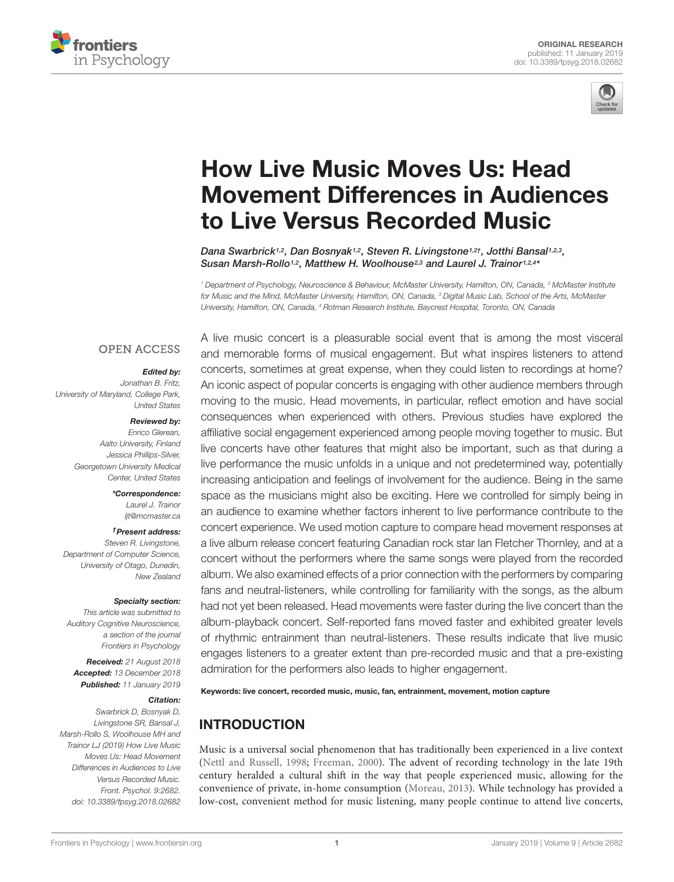ORIGINAL RESEARCH
published: 11 January 2019
doi: 10.3389/fpsyg.2018.02682

# How Live Music Moves Us: Head Movement Differences in Audiences to Live Versus Recorded Music

*Dana Swarbrick[1,2], Dan Bosnyak[1,2], Steven R. Livingstone[1,2†], Jotthi Bansal[1,2,3], Susan Marsh-Rollo[1,2], Matthew H. Woolhouse[2,3] and Laurel J. Trainor[1,2,4*]*

[1] Department of Psychology, Neuroscience & Behaviour, McMaster University, Hamilton, ON, Canada, [2] McMaster Institute for Music and the Mind, McMaster University, Hamilton, ON, Canada, [3] Digital Music Lab, School of the Arts, McMaster University, Hamilton, ON, Canada, [4] Rotman Research Institute, Baycrest Hospital, Toronto, ON, Canada

OPEN ACCESS

***Edited by:***
Jonathan B. Fritz,
University of Maryland, College Park, United States

***Reviewed by:***
Enrico Glerean,
Aalto University, Finland
Jessica Phillips-Silver,
Georgetown University Medical Center, United States

***\*Correspondence:***
Laurel J. Trainor
ljt@mcmaster.ca

***†Present address:***
Steven R. Livingstone,
Department of Computer Science, University of Otago, Dunedin, New Zealand

***Specialty section:***
This article was submitted to Auditory Cognitive Neuroscience, a section of the journal Frontiers in Psychology

***Received:*** 21 August 2018
***Accepted:*** 13 December 2018
***Published:*** 11 January 2019

***Citation:***
Swarbrick D, Bosnyak D, Livingstone SR, Bansal J, Marsh-Rollo S, Woolhouse MH and Trainor LJ (2019) How Live Music Moves Us: Head Movement Differences in Audiences to Live Versus Recorded Music. Front. Psychol. 9:2682. doi: 10.3389/fpsyg.2018.02682

A live music concert is a pleasurable social event that is among the most visceral and memorable forms of musical engagement. But what inspires listeners to attend concerts, sometimes at great expense, when they could listen to recordings at home? An iconic aspect of popular concerts is engaging with other audience members through moving to the music. Head movements, in particular, reflect emotion and have social consequences when experienced with others. Previous studies have explored the affiliative social engagement experienced among people moving together to music. But live concerts have other features that might also be important, such as that during a live performance the music unfolds in a unique and not predetermined way, potentially increasing anticipation and feelings of involvement for the audience. Being in the same space as the musicians might also be exciting. Here we controlled for simply being in an audience to examine whether factors inherent to live performance contribute to the concert experience. We used motion capture to compare head movement responses at a live album release concert featuring Canadian rock star Ian Fletcher Thornley, and at a concert without the performers where the same songs were played from the recorded album. We also examined effects of a prior connection with the performers by comparing fans and neutral-listeners, while controlling for familiarity with the songs, as the album had not yet been released. Head movements were faster during the live concert than the album-playback concert. Self-reported fans moved faster and exhibited greater levels of rhythmic entrainment than neutral-listeners. These results indicate that live music engages listeners to a greater extent than pre-recorded music and that a pre-existing admiration for the performers also leads to higher engagement.

**Keywords: live concert, recorded music, music, fan, entrainment, movement, motion capture**

## INTRODUCTION

Music is a universal social phenomenon that has traditionally been experienced in a live context (Nettl and Russell, 1998; Freeman, 2000). The advent of recording technology in the late 19th century heralded a cultural shift in the way that people experienced music, allowing for the convenience of private, in-home consumption (Moreau, 2013). While technology has provided a low-cost, convenient method for music listening, many people continue to attend live concerts,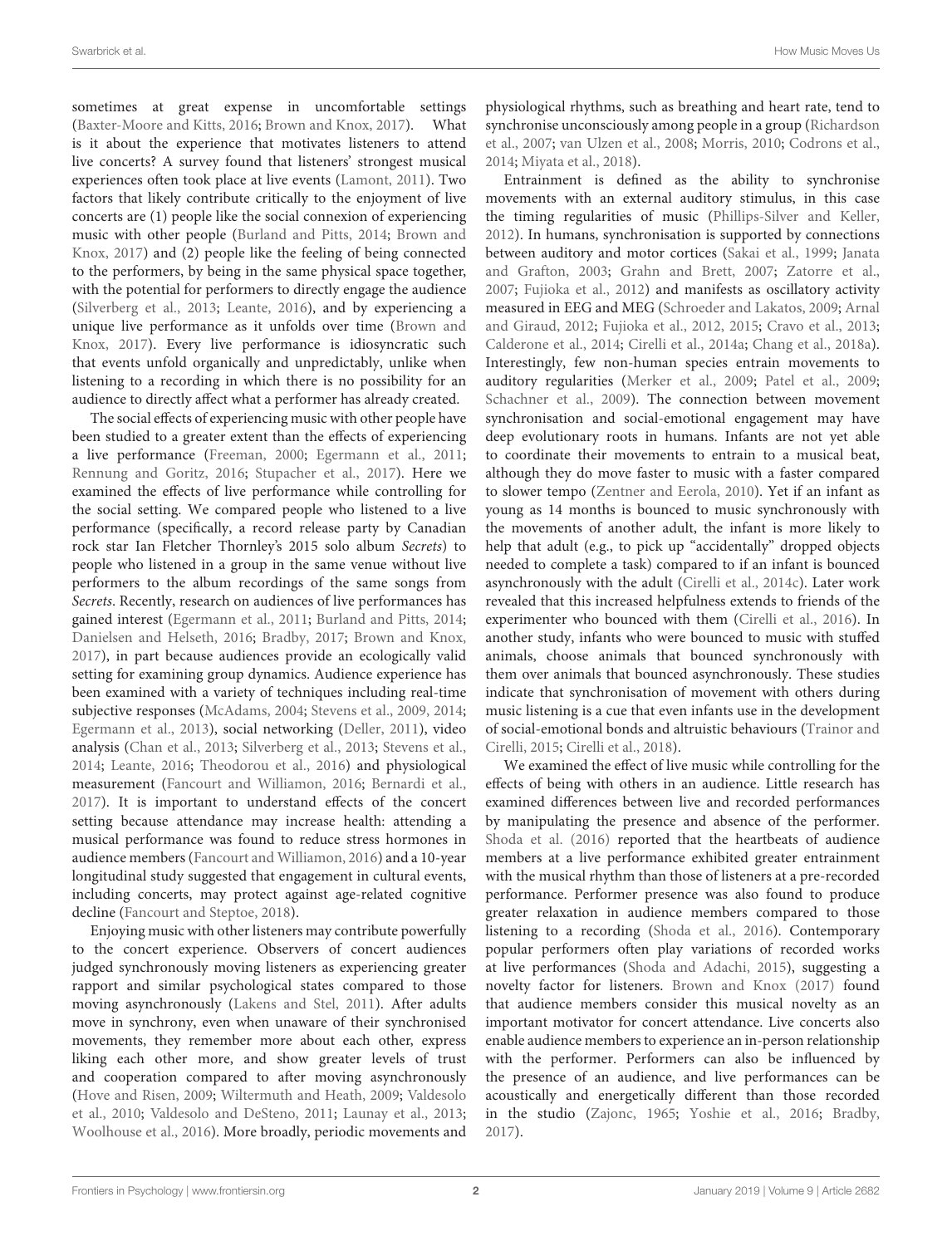sometimes at great expense in uncomfortable settings (Baxter-Moore and Kitts, 2016; Brown and Knox, 2017). What is it about the experience that motivates listeners to attend live concerts? A survey found that listeners' strongest musical experiences often took place at live events (Lamont, 2011). Two factors that likely contribute critically to the enjoyment of live concerts are (1) people like the social connexion of experiencing music with other people (Burland and Pitts, 2014; Brown and Knox, 2017) and (2) people like the feeling of being connected to the performers, by being in the same physical space together, with the potential for performers to directly engage the audience (Silverberg et al., 2013; Leante, 2016), and by experiencing a unique live performance as it unfolds over time (Brown and Knox, 2017). Every live performance is idiosyncratic such that events unfold organically and unpredictably, unlike when listening to a recording in which there is no possibility for an audience to directly affect what a performer has already created.

The social effects of experiencing music with other people have been studied to a greater extent than the effects of experiencing a live performance (Freeman, 2000; Egermann et al., 2011; Rennung and Goritz, 2016; Stupacher et al., 2017). Here we examined the effects of live performance while controlling for the social setting. We compared people who listened to a live performance (specifically, a record release party by Canadian rock star Ian Fletcher Thornley's 2015 solo album *Secrets*) to people who listened in a group in the same venue without live performers to the album recordings of the same songs from *Secrets*. Recently, research on audiences of live performances has gained interest (Egermann et al., 2011; Burland and Pitts, 2014; Danielsen and Helseth, 2016; Bradby, 2017; Brown and Knox, 2017), in part because audiences provide an ecologically valid setting for examining group dynamics. Audience experience has been examined with a variety of techniques including real-time subjective responses (McAdams, 2004; Stevens et al., 2009, 2014; Egermann et al., 2013), social networking (Deller, 2011), video analysis (Chan et al., 2013; Silverberg et al., 2013; Stevens et al., 2014; Leante, 2016; Theodorou et al., 2016) and physiological measurement (Fancourt and Williamon, 2016; Bernardi et al., 2017). It is important to understand effects of the concert setting because attendance may increase health: attending a musical performance was found to reduce stress hormones in audience members (Fancourt and Williamon, 2016) and a 10-year longitudinal study suggested that engagement in cultural events, including concerts, may protect against age-related cognitive decline (Fancourt and Steptoe, 2018).

Enjoying music with other listeners may contribute powerfully to the concert experience. Observers of concert audiences judged synchronously moving listeners as experiencing greater rapport and similar psychological states compared to those moving asynchronously (Lakens and Stel, 2011). After adults move in synchrony, even when unaware of their synchronised movements, they remember more about each other, express liking each other more, and show greater levels of trust and cooperation compared to after moving asynchronously (Hove and Risen, 2009; Wiltermuth and Heath, 2009; Valdesolo et al., 2010; Valdesolo and DeSteno, 2011; Launay et al., 2013; Woolhouse et al., 2016). More broadly, periodic movements and physiological rhythms, such as breathing and heart rate, tend to synchronise unconsciously among people in a group (Richardson et al., 2007; van Ulzen et al., 2008; Morris, 2010; Codrons et al., 2014; Miyata et al., 2018).

Entrainment is defined as the ability to synchronise movements with an external auditory stimulus, in this case the timing regularities of music (Phillips-Silver and Keller, 2012). In humans, synchronisation is supported by connections between auditory and motor cortices (Sakai et al., 1999; Janata and Grafton, 2003; Grahn and Brett, 2007; Zatorre et al., 2007; Fujioka et al., 2012) and manifests as oscillatory activity measured in EEG and MEG (Schroeder and Lakatos, 2009; Arnal and Giraud, 2012; Fujioka et al., 2012, 2015; Cravo et al., 2013; Calderone et al., 2014; Cirelli et al., 2014a; Chang et al., 2018a). Interestingly, few non-human species entrain movements to auditory regularities (Merker et al., 2009; Patel et al., 2009; Schachner et al., 2009). The connection between movement synchronisation and social-emotional engagement may have deep evolutionary roots in humans. Infants are not yet able to coordinate their movements to entrain to a musical beat, although they do move faster to music with a faster compared to slower tempo (Zentner and Eerola, 2010). Yet if an infant as young as 14 months is bounced to music synchronously with the movements of another adult, the infant is more likely to help that adult (e.g., to pick up "accidentally" dropped objects needed to complete a task) compared to if an infant is bounced asynchronously with the adult (Cirelli et al., 2014c). Later work revealed that this increased helpfulness extends to friends of the experimenter who bounced with them (Cirelli et al., 2016). In another study, infants who were bounced to music with stuffed animals, choose animals that bounced synchronously with them over animals that bounced asynchronously. These studies indicate that synchronisation of movement with others during music listening is a cue that even infants use in the development of social-emotional bonds and altruistic behaviours (Trainor and Cirelli, 2015; Cirelli et al., 2018).

We examined the effect of live music while controlling for the effects of being with others in an audience. Little research has examined differences between live and recorded performances by manipulating the presence and absence of the performer. Shoda et al. (2016) reported that the heartbeats of audience members at a live performance exhibited greater entrainment with the musical rhythm than those of listeners at a pre-recorded performance. Performer presence was also found to produce greater relaxation in audience members compared to those listening to a recording (Shoda et al., 2016). Contemporary popular performers often play variations of recorded works at live performances (Shoda and Adachi, 2015), suggesting a novelty factor for listeners. Brown and Knox (2017) found that audience members consider this musical novelty as an important motivator for concert attendance. Live concerts also enable audience members to experience an in-person relationship with the performer. Performers can also be influenced by the presence of an audience, and live performances can be acoustically and energetically different than those recorded in the studio (Zajonc, 1965; Yoshie et al., 2016; Bradby, 2017).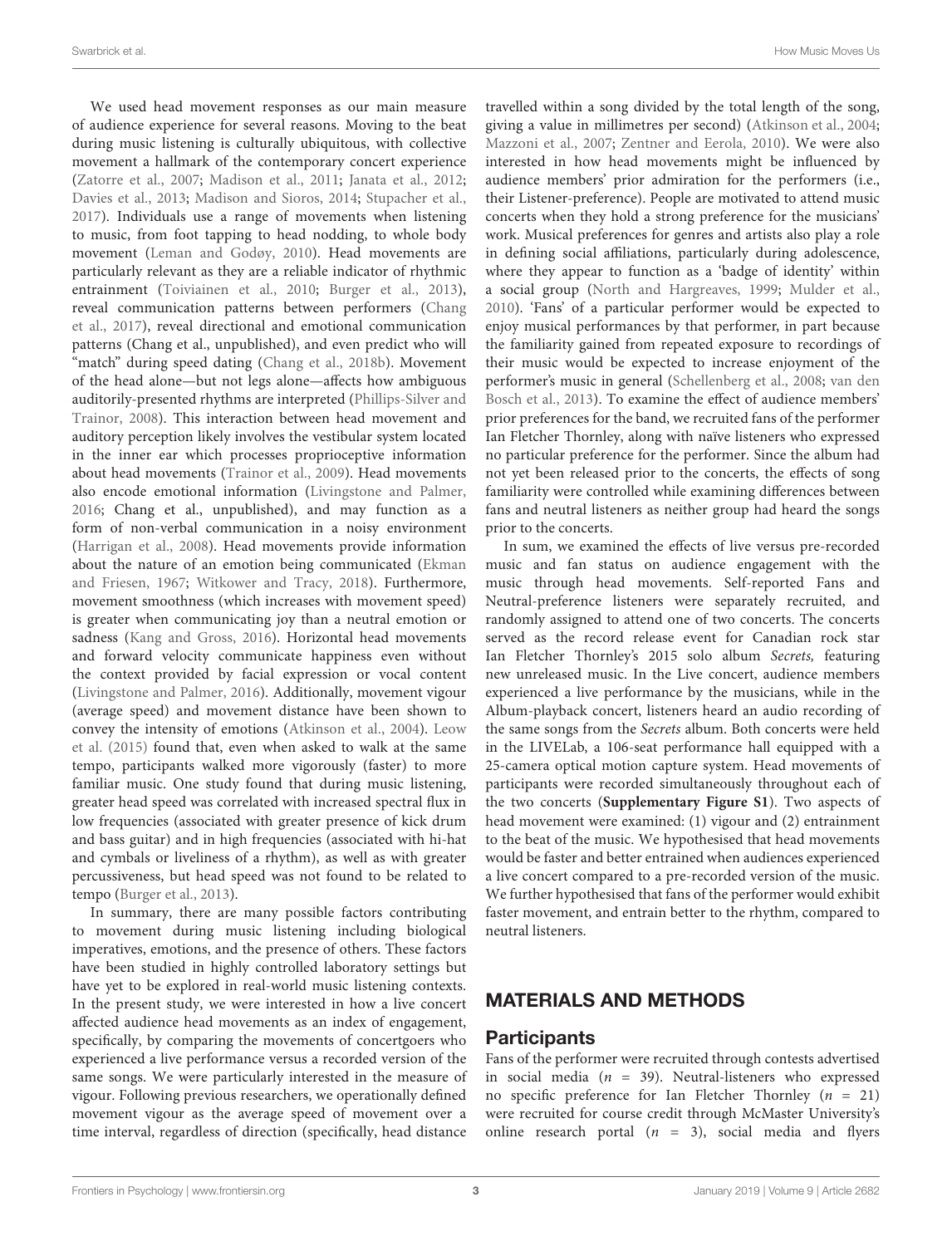We used head movement responses as our main measure of audience experience for several reasons. Moving to the beat during music listening is culturally ubiquitous, with collective movement a hallmark of the contemporary concert experience (Zatorre et al., 2007; Madison et al., 2011; Janata et al., 2012; Davies et al., 2013; Madison and Sioros, 2014; Stupacher et al., 2017). Individuals use a range of movements when listening to music, from foot tapping to head nodding, to whole body movement (Leman and Godøy, 2010). Head movements are particularly relevant as they are a reliable indicator of rhythmic entrainment (Toiviainen et al., 2010; Burger et al., 2013), reveal communication patterns between performers (Chang et al., 2017), reveal directional and emotional communication patterns (Chang et al., unpublished), and even predict who will "match" during speed dating (Chang et al., 2018b). Movement of the head alone—but not legs alone—affects how ambiguous auditorily-presented rhythms are interpreted (Phillips-Silver and Trainor, 2008). This interaction between head movement and auditory perception likely involves the vestibular system located in the inner ear which processes proprioceptive information about head movements (Trainor et al., 2009). Head movements also encode emotional information (Livingstone and Palmer, 2016; Chang et al., unpublished), and may function as a form of non-verbal communication in a noisy environment (Harrigan et al., 2008). Head movements provide information about the nature of an emotion being communicated (Ekman and Friesen, 1967; Witkower and Tracy, 2018). Furthermore, movement smoothness (which increases with movement speed) is greater when communicating joy than a neutral emotion or sadness (Kang and Gross, 2016). Horizontal head movements and forward velocity communicate happiness even without the context provided by facial expression or vocal content (Livingstone and Palmer, 2016). Additionally, movement vigour (average speed) and movement distance have been shown to convey the intensity of emotions (Atkinson et al., 2004). Leow et al. (2015) found that, even when asked to walk at the same tempo, participants walked more vigorously (faster) to more familiar music. One study found that during music listening, greater head speed was correlated with increased spectral flux in low frequencies (associated with greater presence of kick drum and bass guitar) and in high frequencies (associated with hi-hat and cymbals or liveliness of a rhythm), as well as with greater percussiveness, but head speed was not found to be related to tempo (Burger et al., 2013).

In summary, there are many possible factors contributing to movement during music listening including biological imperatives, emotions, and the presence of others. These factors have been studied in highly controlled laboratory settings but have yet to be explored in real-world music listening contexts. In the present study, we were interested in how a live concert affected audience head movements as an index of engagement, specifically, by comparing the movements of concertgoers who experienced a live performance versus a recorded version of the same songs. We were particularly interested in the measure of vigour. Following previous researchers, we operationally defined movement vigour as the average speed of movement over a time interval, regardless of direction (specifically, head distance travelled within a song divided by the total length of the song, giving a value in millimetres per second) (Atkinson et al., 2004; Mazzoni et al., 2007; Zentner and Eerola, 2010). We were also interested in how head movements might be influenced by audience members' prior admiration for the performers (i.e., their Listener-preference). People are motivated to attend music concerts when they hold a strong preference for the musicians' work. Musical preferences for genres and artists also play a role in defining social affiliations, particularly during adolescence, where they appear to function as a 'badge of identity' within a social group (North and Hargreaves, 1999; Mulder et al., 2010). 'Fans' of a particular performer would be expected to enjoy musical performances by that performer, in part because the familiarity gained from repeated exposure to recordings of their music would be expected to increase enjoyment of the performer's music in general (Schellenberg et al., 2008; van den Bosch et al., 2013). To examine the effect of audience members' prior preferences for the band, we recruited fans of the performer Ian Fletcher Thornley, along with naïve listeners who expressed no particular preference for the performer. Since the album had not yet been released prior to the concerts, the effects of song familiarity were controlled while examining differences between fans and neutral listeners as neither group had heard the songs prior to the concerts.

In sum, we examined the effects of live versus pre-recorded music and fan status on audience engagement with the music through head movements. Self-reported Fans and Neutral-preference listeners were separately recruited, and randomly assigned to attend one of two concerts. The concerts served as the record release event for Canadian rock star Ian Fletcher Thornley's 2015 solo album *Secrets,* featuring new unreleased music. In the Live concert, audience members experienced a live performance by the musicians, while in the Album-playback concert, listeners heard an audio recording of the same songs from the *Secrets* album. Both concerts were held in the LIVELab, a 106-seat performance hall equipped with a 25-camera optical motion capture system. Head movements of participants were recorded simultaneously throughout each of the two concerts (**Supplementary Figure S1**). Two aspects of head movement were examined: (1) vigour and (2) entrainment to the beat of the music. We hypothesised that head movements would be faster and better entrained when audiences experienced a live concert compared to a pre-recorded version of the music. We further hypothesised that fans of the performer would exhibit faster movement, and entrain better to the rhythm, compared to neutral listeners.

## MATERIALS AND METHODS

### Participants

Fans of the performer were recruited through contests advertised in social media ($n$ = 39). Neutral-listeners who expressed no specific preference for Ian Fletcher Thornley ($n$ = 21) were recruited for course credit through McMaster University's online research portal ($n$ = 3), social media and flyers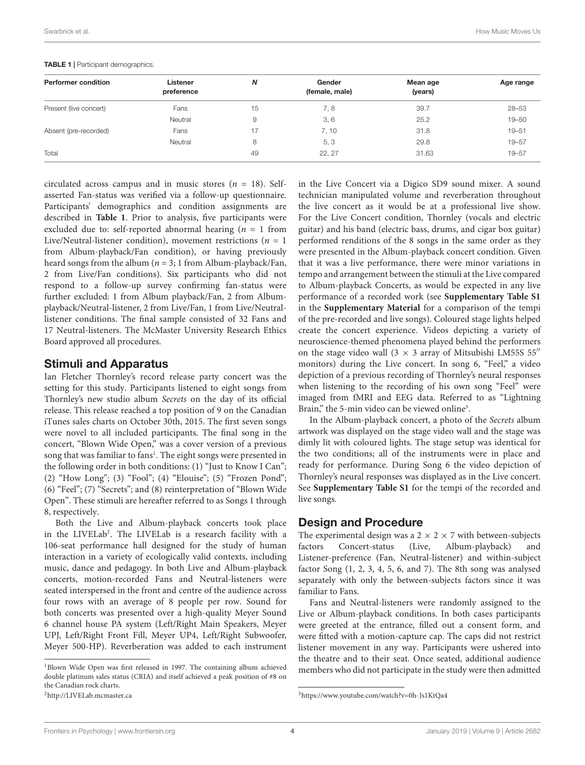**TABLE 1** | Participant demographics.

| Performer condition | Listener preference | N | Gender (female, male) | Mean age (years) | Age range |
|---|---|---|---|---|---|
| Present (live concert) | Fans | 15 | 7, 8 | 39.7 | 28–53 |
| | Neutral | 9 | 3, 6 | 25.2 | 19–50 |
| Absent (pre-recorded) | Fans | 17 | 7, 10 | 31.8 | 19–51 |
| | Neutral | 8 | 5, 3 | 29.8 | 19–57 |
| Total | | 49 | 22, 27 | 31.63 | 19–57 |

circulated across campus and in music stores ($n$ = 18). Self-asserted Fan-status was verified via a follow-up questionnaire. Participants' demographics and condition assignments are described in **Table 1**. Prior to analysis, five participants were excluded due to: self-reported abnormal hearing ($n$ = 1 from Live/Neutral-listener condition), movement restrictions ($n$ = 1 from Album-playback/Fan condition), or having previously heard songs from the album ($n$ = 3; 1 from Album-playback/Fan, 2 from Live/Fan conditions). Six participants who did not respond to a follow-up survey confirming fan-status were further excluded: 1 from Album playback/Fan, 2 from Album-playback/Neutral-listener, 2 from Live/Fan, 1 from Live/Neutral-listener conditions. The final sample consisted of 32 Fans and 17 Neutral-listeners. The McMaster University Research Ethics Board approved all procedures.

## Stimuli and Apparatus

Ian Fletcher Thornley's record release party concert was the setting for this study. Participants listened to eight songs from Thornley's new studio album *Secrets* on the day of its official release. This release reached a top position of 9 on the Canadian iTunes sales charts on October 30th, 2015. The first seven songs were novel to all included participants. The final song in the concert, "Blown Wide Open," was a cover version of a previous song that was familiar to fans[1]. The eight songs were presented in the following order in both conditions: (1) "Just to Know I Can"; (2) "How Long"; (3) "Fool"; (4) "Elouise"; (5) "Frozen Pond"; (6) "Feel"; (7) "Secrets"; and (8) reinterpretation of "Blown Wide Open". These stimuli are hereafter referred to as Songs 1 through 8, respectively.

Both the Live and Album-playback concerts took place in the LIVELab[2]. The LIVELab is a research facility with a 106-seat performance hall designed for the study of human interaction in a variety of ecologically valid contexts, including music, dance and pedagogy. In both Live and Album-playback concerts, motion-recorded Fans and Neutral-listeners were seated interspersed in the front and centre of the audience across four rows with an average of 8 people per row. Sound for both concerts was presented over a high-quality Meyer Sound 6 channel house PA system (Left/Right Main Speakers, Meyer UPJ, Left/Right Front Fill, Meyer UP4, Left/Right Subwoofer, Meyer 500-HP). Reverberation was added to each instrument in the Live Concert via a Digico SD9 sound mixer. A sound technician manipulated volume and reverberation throughout the live concert as it would be at a professional live show. For the Live Concert condition, Thornley (vocals and electric guitar) and his band (electric bass, drums, and cigar box guitar) performed renditions of the 8 songs in the same order as they were presented in the Album-playback concert condition. Given that it was a live performance, there were minor variations in tempo and arrangement between the stimuli at the Live compared to Album-playback Concerts, as would be expected in any live performance of a recorded work (see **Supplementary Table S1** in the **Supplementary Material** for a comparison of the tempi of the pre-recorded and live songs). Coloured stage lights helped create the concert experience. Videos depicting a variety of neuroscience-themed phenomena played behind the performers on the stage video wall (3 × 3 array of Mitsubishi LM55S 55″ monitors) during the Live concert. In song 6, "Feel," a video depiction of a previous recording of Thornley's neural responses when listening to the recording of his own song "Feel" were imaged from fMRI and EEG data. Referred to as "Lightning Brain," the 5-min video can be viewed online[3].

In the Album-playback concert, a photo of the *Secrets* album artwork was displayed on the stage video wall and the stage was dimly lit with coloured lights. The stage setup was identical for the two conditions; all of the instruments were in place and ready for performance. During Song 6 the video depiction of Thornley's neural responses was displayed as in the Live concert. See **Supplementary Table S1** for the tempi of the recorded and live songs.

## Design and Procedure

The experimental design was a 2 × 2 × 7 with between-subjects factors Concert-status (Live, Album-playback) and Listener-preference (Fan, Neutral-listener) and within-subject factor Song (1, 2, 3, 4, 5, 6, and 7). The 8th song was analysed separately with only the between-subjects factors since it was familiar to Fans.

Fans and Neutral-listeners were randomly assigned to the Live or Album-playback conditions. In both cases participants were greeted at the entrance, filled out a consent form, and were fitted with a motion-capture cap. The caps did not restrict listener movement in any way. Participants were ushered into the theatre and to their seat. Once seated, additional audience members who did not participate in the study were then admitted

[1]Blown Wide Open was first released in 1997. The containing album achieved double platinum sales status (CRIA) and itself achieved a peak position of #8 on the Canadian rock charts.

[2]http://LIVELab.mcmaster.ca

[3]https://www.youtube.com/watch?v=0h-Js1KtQa4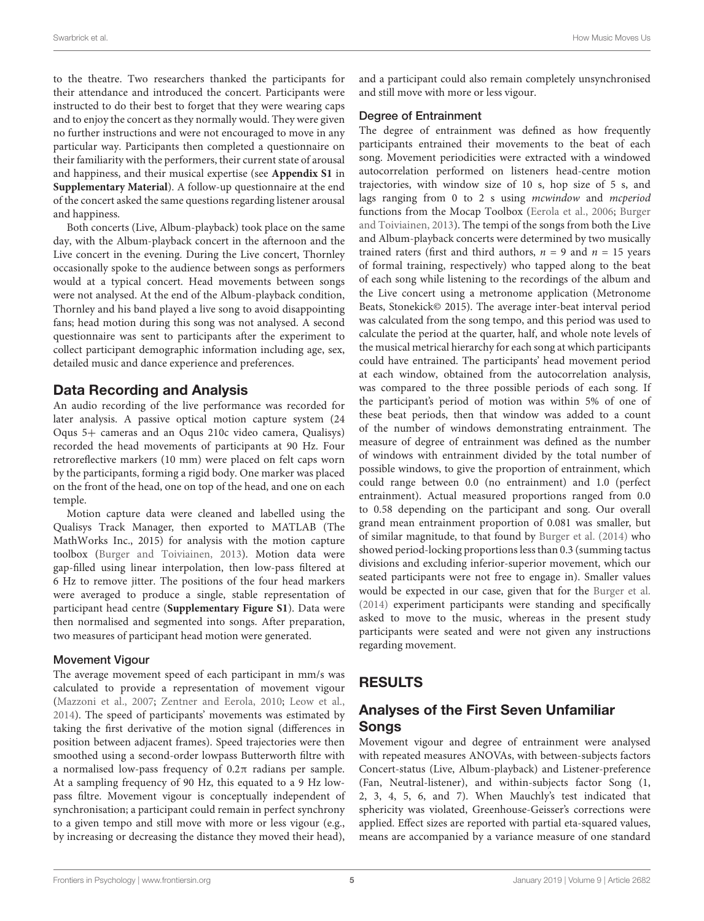to the theatre. Two researchers thanked the participants for their attendance and introduced the concert. Participants were instructed to do their best to forget that they were wearing caps and to enjoy the concert as they normally would. They were given no further instructions and were not encouraged to move in any particular way. Participants then completed a questionnaire on their familiarity with the performers, their current state of arousal and happiness, and their musical expertise (see **Appendix S1** in **Supplementary Material**). A follow-up questionnaire at the end of the concert asked the same questions regarding listener arousal and happiness.

Both concerts (Live, Album-playback) took place on the same day, with the Album-playback concert in the afternoon and the Live concert in the evening. During the Live concert, Thornley occasionally spoke to the audience between songs as performers would at a typical concert. Head movements between songs were not analysed. At the end of the Album-playback condition, Thornley and his band played a live song to avoid disappointing fans; head motion during this song was not analysed. A second questionnaire was sent to participants after the experiment to collect participant demographic information including age, sex, detailed music and dance experience and preferences.

## Data Recording and Analysis

An audio recording of the live performance was recorded for later analysis. A passive optical motion capture system (24 Oqus 5+ cameras and an Oqus 210c video camera, Qualisys) recorded the head movements of participants at 90 Hz. Four retroreflective markers (10 mm) were placed on felt caps worn by the participants, forming a rigid body. One marker was placed on the front of the head, one on top of the head, and one on each temple.

Motion capture data were cleaned and labelled using the Qualisys Track Manager, then exported to MATLAB (The MathWorks Inc., 2015) for analysis with the motion capture toolbox (Burger and Toiviainen, 2013). Motion data were gap-filled using linear interpolation, then low-pass filtered at 6 Hz to remove jitter. The positions of the four head markers were averaged to produce a single, stable representation of participant head centre (**Supplementary Figure S1**). Data were then normalised and segmented into songs. After preparation, two measures of participant head motion were generated.

### Movement Vigour

The average movement speed of each participant in mm/s was calculated to provide a representation of movement vigour (Mazzoni et al., 2007; Zentner and Eerola, 2010; Leow et al., 2014). The speed of participants' movements was estimated by taking the first derivative of the motion signal (differences in position between adjacent frames). Speed trajectories were then smoothed using a second-order lowpass Butterworth filtre with a normalised low-pass frequency of $0.2\pi$ radians per sample. At a sampling frequency of 90 Hz, this equated to a 9 Hz low-pass filtre. Movement vigour is conceptually independent of synchronisation; a participant could remain in perfect synchrony to a given tempo and still move with more or less vigour (e.g., by increasing or decreasing the distance they moved their head), and a participant could also remain completely unsynchronised and still move with more or less vigour.

### Degree of Entrainment

The degree of entrainment was defined as how frequently participants entrained their movements to the beat of each song. Movement periodicities were extracted with a windowed autocorrelation performed on listeners head-centre motion trajectories, with window size of 10 s, hop size of 5 s, and lags ranging from 0 to 2 s using *mcwindow* and *mcperiod* functions from the Mocap Toolbox (Eerola et al., 2006; Burger and Toiviainen, 2013). The tempi of the songs from both the Live and Album-playback concerts were determined by two musically trained raters (first and third authors, $n = 9$ and $n = 15$ years of formal training, respectively) who tapped along to the beat of each song while listening to the recordings of the album and the Live concert using a metronome application (Metronome Beats, Stonekick© 2015). The average inter-beat interval period was calculated from the song tempo, and this period was used to calculate the period at the quarter, half, and whole note levels of the musical metrical hierarchy for each song at which participants could have entrained. The participants' head movement period at each window, obtained from the autocorrelation analysis, was compared to the three possible periods of each song. If the participant's period of motion was within 5% of one of these beat periods, then that window was added to a count of the number of windows demonstrating entrainment. The measure of degree of entrainment was defined as the number of windows with entrainment divided by the total number of possible windows, to give the proportion of entrainment, which could range between 0.0 (no entrainment) and 1.0 (perfect entrainment). Actual measured proportions ranged from 0.0 to 0.58 depending on the participant and song. Our overall grand mean entrainment proportion of 0.081 was smaller, but of similar magnitude, to that found by Burger et al. (2014) who showed period-locking proportions less than 0.3 (summing tactus divisions and excluding inferior-superior movement, which our seated participants were not free to engage in). Smaller values would be expected in our case, given that for the Burger et al. (2014) experiment participants were standing and specifically asked to move to the music, whereas in the present study participants were seated and were not given any instructions regarding movement.

# RESULTS

## Analyses of the First Seven Unfamiliar Songs

Movement vigour and degree of entrainment were analysed with repeated measures ANOVAs, with between-subjects factors Concert-status (Live, Album-playback) and Listener-preference (Fan, Neutral-listener), and within-subjects factor Song (1, 2, 3, 4, 5, 6, and 7). When Mauchly's test indicated that sphericity was violated, Greenhouse-Geisser's corrections were applied. Effect sizes are reported with partial eta-squared values, means are accompanied by a variance measure of one standard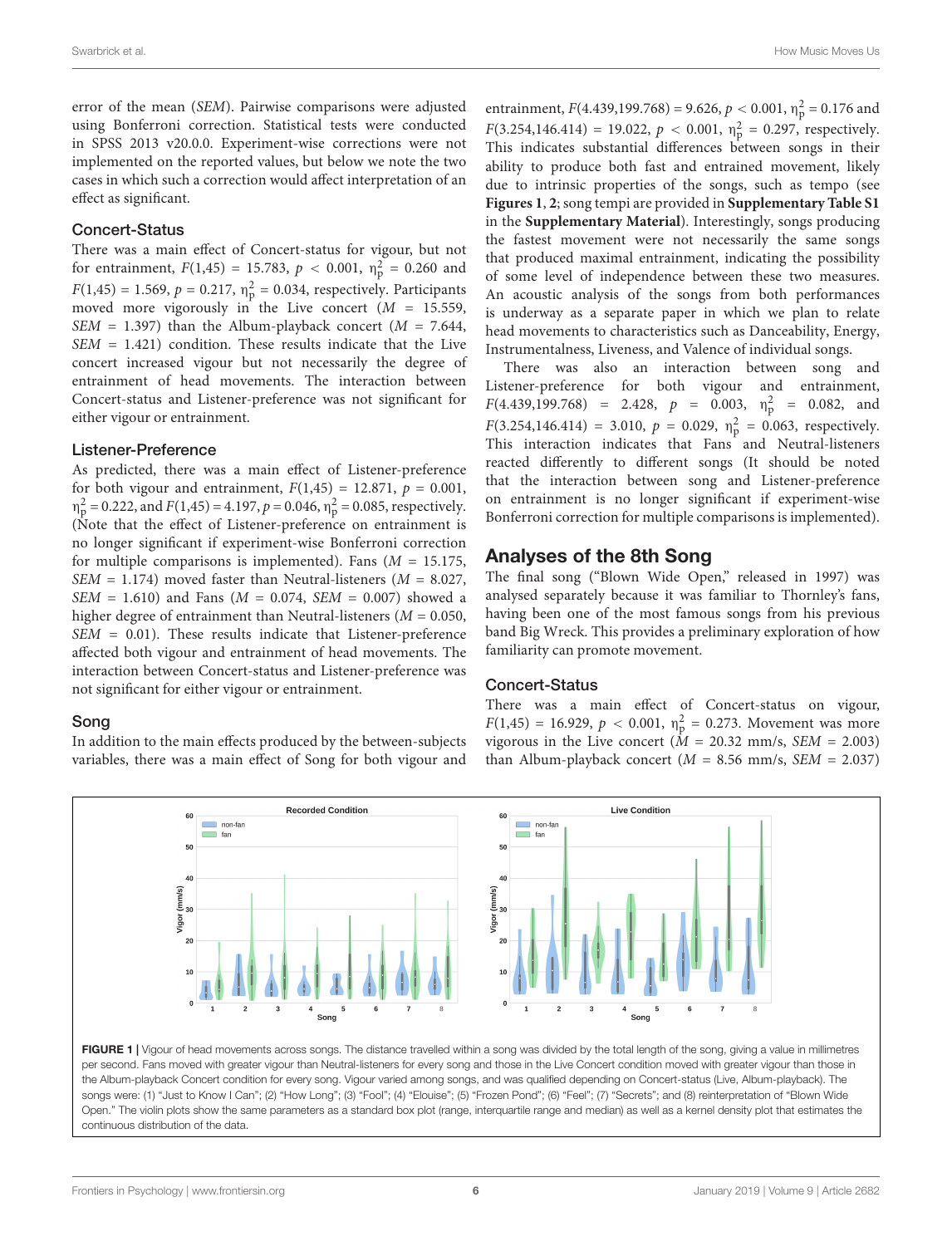error of the mean (*SEM*). Pairwise comparisons were adjusted using Bonferroni correction. Statistical tests were conducted in SPSS 2013 v20.0.0. Experiment-wise corrections were not implemented on the reported values, but below we note the two cases in which such a correction would affect interpretation of an effect as significant.

### Concert-Status

There was a main effect of Concert-status for vigour, but not for entrainment, $F(1,45) = 15.783$, $p < 0.001$, $\eta_p^2 = 0.260$ and $F(1,45) = 1.569$, $p = 0.217$, $\eta_p^2 = 0.034$, respectively. Participants moved more vigorously in the Live concert ($M = 15.559$, $SEM = 1.397$) than the Album-playback concert ($M = 7.644$, $SEM = 1.421$) condition. These results indicate that the Live concert increased vigour but not necessarily the degree of entrainment of head movements. The interaction between Concert-status and Listener-preference was not significant for either vigour or entrainment.

### Listener-Preference

As predicted, there was a main effect of Listener-preference for both vigour and entrainment, $F(1,45) = 12.871$, $p = 0.001$, $\eta_p^2 = 0.222$, and $F(1,45) = 4.197$, $p = 0.046$, $\eta_p^2 = 0.085$, respectively. (Note that the effect of Listener-preference on entrainment is no longer significant if experiment-wise Bonferroni correction for multiple comparisons is implemented). Fans ($M = 15.175$, $SEM = 1.174$) moved faster than Neutral-listeners ($M = 8.027$, $SEM = 1.610$) and Fans ($M = 0.074$, $SEM = 0.007$) showed a higher degree of entrainment than Neutral-listeners ($M = 0.050$, $SEM = 0.01$). These results indicate that Listener-preference affected both vigour and entrainment of head movements. The interaction between Concert-status and Listener-preference was not significant for either vigour or entrainment.

### Song

In addition to the main effects produced by the between-subjects variables, there was a main effect of Song for both vigour and entrainment, $F(4.439,199.768) = 9.626$, $p < 0.001$, $\eta_p^2 = 0.176$ and $F(3.254,146.414) = 19.022$, $p < 0.001$, $\eta_p^2 = 0.297$, respectively. This indicates substantial differences between songs in their ability to produce both fast and entrained movement, likely due to intrinsic properties of the songs, such as tempo (see **Figures 1**, **2**; song tempi are provided in **Supplementary Table S1** in the **Supplementary Material**). Interestingly, songs producing the fastest movement were not necessarily the same songs that produced maximal entrainment, indicating the possibility of some level of independence between these two measures. An acoustic analysis of the songs from both performances is underway as a separate paper in which we plan to relate head movements to characteristics such as Danceability, Energy, Instrumentalness, Liveness, and Valence of individual songs.

There was also an interaction between song and Listener-preference for both vigour and entrainment, $F(4.439,199.768) = 2.428$, $p = 0.003$, $\eta_p^2 = 0.082$, and $F(3.254,146.414) = 3.010$, $p = 0.029$, $\eta_p^2 = 0.063$, respectively. This interaction indicates that Fans and Neutral-listeners reacted differently to different songs (It should be noted that the interaction between song and Listener-preference on entrainment is no longer significant if experiment-wise Bonferroni correction for multiple comparisons is implemented).

## Analyses of the 8th Song

The final song ("Blown Wide Open," released in 1997) was analysed separately because it was familiar to Thornley's fans, having been one of the most famous songs from his previous band Big Wreck. This provides a preliminary exploration of how familiarity can promote movement.

### Concert-Status

There was a main effect of Concert-status on vigour, $F(1,45) = 16.929$, $p < 0.001$, $\eta_p^2 = 0.273$. Movement was more vigorous in the Live concert ($M = 20.32$ mm/s, $SEM = 2.003$) than Album-playback concert ($M = 8.56$ mm/s, $SEM = 2.037$)

**FIGURE 1** | Vigour of head movements across songs. The distance travelled within a song was divided by the total length of the song, giving a value in millimetres per second. Fans moved with greater vigour than Neutral-listeners for every song and those in the Live Concert condition moved with greater vigour than those in the Album-playback Concert condition for every song. Vigour varied among songs, and was qualified depending on Concert-status (Live, Album-playback). The songs were: (1) "Just to Know I Can"; (2) "How Long"; (3) "Fool"; (4) "Elouise"; (5) "Frozen Pond"; (6) "Feel"; (7) "Secrets"; and (8) reinterpretation of "Blown Wide Open." The violin plots show the same parameters as a standard box plot (range, interquartile range and median) as well as a kernel density plot that estimates the continuous distribution of the data.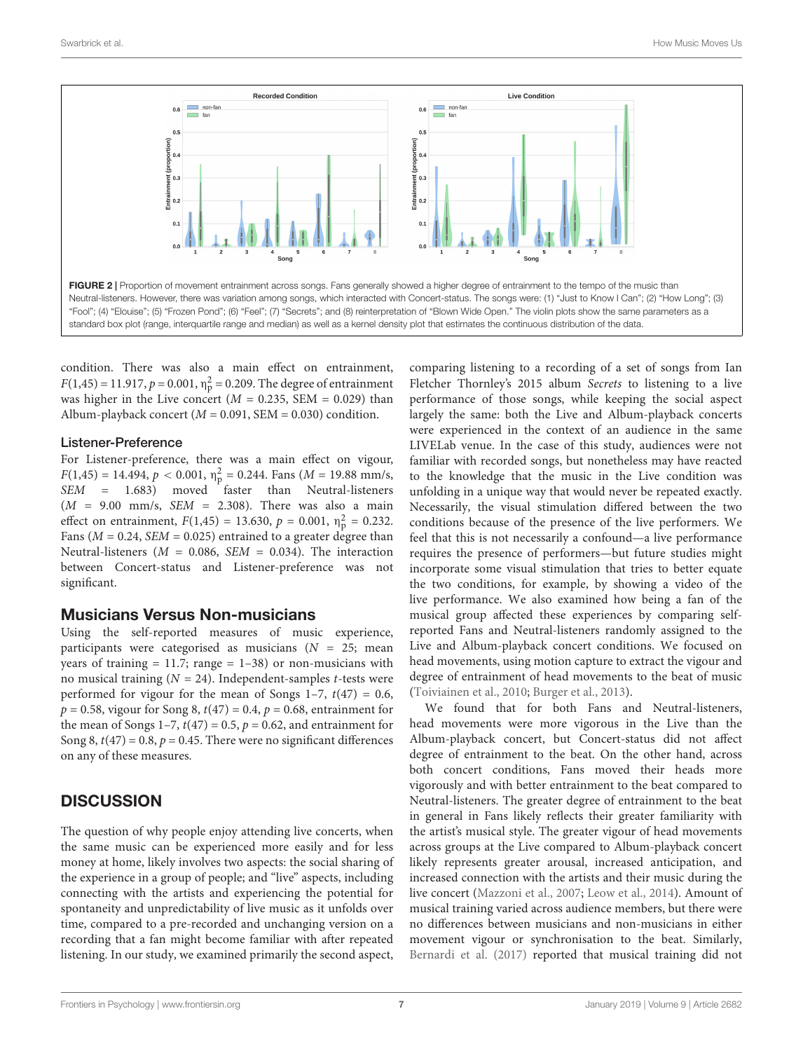**FIGURE 2 |** Proportion of movement entrainment across songs. Fans generally showed a higher degree of entrainment to the tempo of the music than Neutral-listeners. However, there was variation among songs, which interacted with Concert-status. The songs were: (1) "Just to Know I Can"; (2) "How Long"; (3) "Fool"; (4) "Elouise"; (5) "Frozen Pond"; (6) "Feel"; (7) "Secrets"; and (8) reinterpretation of "Blown Wide Open." The violin plots show the same parameters as a standard box plot (range, interquartile range and median) as well as a kernel density plot that estimates the continuous distribution of the data.

condition. There was also a main effect on entrainment, $F(1,45) = 11.917$, $p = 0.001$, $\eta_p^2 = 0.209$. The degree of entrainment was higher in the Live concert ($M = 0.235$, SEM = 0.029) than Album-playback concert ($M = 0.091$, SEM = 0.030) condition.

### Listener-Preference

For Listener-preference, there was a main effect on vigour, $F(1,45) = 14.494$, $p < 0.001$, $\eta_p^2 = 0.244$. Fans ($M = 19.88$ mm/s, $SEM = 1.683$) moved faster than Neutral-listeners ($M = 9.00$ mm/s, $SEM = 2.308$). There was also a main effect on entrainment, $F(1,45) = 13.630$, $p = 0.001$, $\eta_p^2 = 0.232$. Fans ($M = 0.24$, $SEM = 0.025$) entrained to a greater degree than Neutral-listeners ($M = 0.086$, $SEM = 0.034$). The interaction between Concert-status and Listener-preference was not significant.

## Musicians Versus Non-musicians

Using the self-reported measures of music experience, participants were categorised as musicians ($N = 25$; mean years of training = 11.7; range = 1–38) or non-musicians with no musical training ($N = 24$). Independent-samples $t$-tests were performed for vigour for the mean of Songs 1–7, $t(47) = 0.6$, $p = 0.58$, vigour for Song 8, $t(47) = 0.4$, $p = 0.68$, entrainment for the mean of Songs 1–7, $t(47) = 0.5$, $p = 0.62$, and entrainment for Song 8, $t(47) = 0.8$, $p = 0.45$. There were no significant differences on any of these measures.

## DISCUSSION

The question of why people enjoy attending live concerts, when the same music can be experienced more easily and for less money at home, likely involves two aspects: the social sharing of the experience in a group of people; and "live" aspects, including connecting with the artists and experiencing the potential for spontaneity and unpredictability of live music as it unfolds over time, compared to a pre-recorded and unchanging version on a recording that a fan might become familiar with after repeated listening. In our study, we examined primarily the second aspect, comparing listening to a recording of a set of songs from Ian Fletcher Thornley's 2015 album *Secrets* to listening to a live performance of those songs, while keeping the social aspect largely the same: both the Live and Album-playback concerts were experienced in the context of an audience in the same LIVELab venue. In the case of this study, audiences were not familiar with recorded songs, but nonetheless may have reacted to the knowledge that the music in the Live condition was unfolding in a unique way that would never be repeated exactly. Necessarily, the visual stimulation differed between the two conditions because of the presence of the live performers. We feel that this is not necessarily a confound—a live performance requires the presence of performers—but future studies might incorporate some visual stimulation that tries to better equate the two conditions, for example, by showing a video of the live performance. We also examined how being a fan of the musical group affected these experiences by comparing self-reported Fans and Neutral-listeners randomly assigned to the Live and Album-playback concert conditions. We focused on head movements, using motion capture to extract the vigour and degree of entrainment of head movements to the beat of music (Toiviainen et al., 2010; Burger et al., 2013).

We found that for both Fans and Neutral-listeners, head movements were more vigorous in the Live than the Album-playback concert, but Concert-status did not affect degree of entrainment to the beat. On the other hand, across both concert conditions, Fans moved their heads more vigorously and with better entrainment to the beat compared to Neutral-listeners. The greater degree of entrainment to the beat in general in Fans likely reflects their greater familiarity with the artist's musical style. The greater vigour of head movements across groups at the Live compared to Album-playback concert likely represents greater arousal, increased anticipation, and increased connection with the artists and their music during the live concert (Mazzoni et al., 2007; Leow et al., 2014). Amount of musical training varied across audience members, but there were no differences between musicians and non-musicians in either movement vigour or synchronisation to the beat. Similarly, Bernardi et al. (2017) reported that musical training did not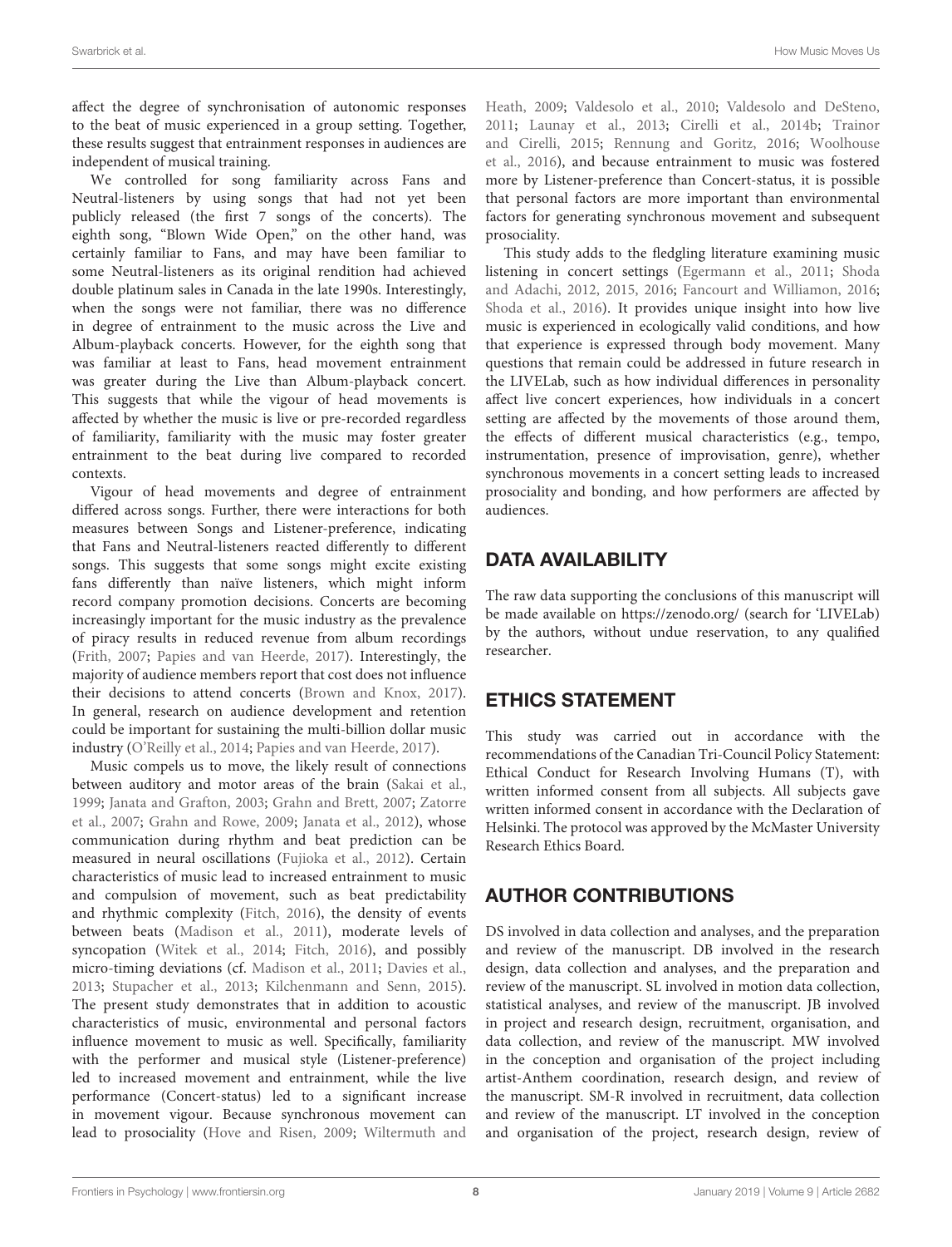affect the degree of synchronisation of autonomic responses to the beat of music experienced in a group setting. Together, these results suggest that entrainment responses in audiences are independent of musical training.

We controlled for song familiarity across Fans and Neutral-listeners by using songs that had not yet been publicly released (the first 7 songs of the concerts). The eighth song, "Blown Wide Open," on the other hand, was certainly familiar to Fans, and may have been familiar to some Neutral-listeners as its original rendition had achieved double platinum sales in Canada in the late 1990s. Interestingly, when the songs were not familiar, there was no difference in degree of entrainment to the music across the Live and Album-playback concerts. However, for the eighth song that was familiar at least to Fans, head movement entrainment was greater during the Live than Album-playback concert. This suggests that while the vigour of head movements is affected by whether the music is live or pre-recorded regardless of familiarity, familiarity with the music may foster greater entrainment to the beat during live compared to recorded contexts.

Vigour of head movements and degree of entrainment differed across songs. Further, there were interactions for both measures between Songs and Listener-preference, indicating that Fans and Neutral-listeners reacted differently to different songs. This suggests that some songs might excite existing fans differently than naïve listeners, which might inform record company promotion decisions. Concerts are becoming increasingly important for the music industry as the prevalence of piracy results in reduced revenue from album recordings (Frith, 2007; Papies and van Heerde, 2017). Interestingly, the majority of audience members report that cost does not influence their decisions to attend concerts (Brown and Knox, 2017). In general, research on audience development and retention could be important for sustaining the multi-billion dollar music industry (O'Reilly et al., 2014; Papies and van Heerde, 2017).

Music compels us to move, the likely result of connections between auditory and motor areas of the brain (Sakai et al., 1999; Janata and Grafton, 2003; Grahn and Brett, 2007; Zatorre et al., 2007; Grahn and Rowe, 2009; Janata et al., 2012), whose communication during rhythm and beat prediction can be measured in neural oscillations (Fujioka et al., 2012). Certain characteristics of music lead to increased entrainment to music and compulsion of movement, such as beat predictability and rhythmic complexity (Fitch, 2016), the density of events between beats (Madison et al., 2011), moderate levels of syncopation (Witek et al., 2014; Fitch, 2016), and possibly micro-timing deviations (cf. Madison et al., 2011; Davies et al., 2013; Stupacher et al., 2013; Kilchenmann and Senn, 2015). The present study demonstrates that in addition to acoustic characteristics of music, environmental and personal factors influence movement to music as well. Specifically, familiarity with the performer and musical style (Listener-preference) led to increased movement and entrainment, while the live performance (Concert-status) led to a significant increase in movement vigour. Because synchronous movement can lead to prosociality (Hove and Risen, 2009; Wiltermuth and Heath, 2009; Valdesolo et al., 2010; Valdesolo and DeSteno, 2011; Launay et al., 2013; Cirelli et al., 2014b; Trainor and Cirelli, 2015; Rennung and Goritz, 2016; Woolhouse et al., 2016), and because entrainment to music was fostered more by Listener-preference than Concert-status, it is possible that personal factors are more important than environmental factors for generating synchronous movement and subsequent prosociality.

This study adds to the fledgling literature examining music listening in concert settings (Egermann et al., 2011; Shoda and Adachi, 2012, 2015, 2016; Fancourt and Williamon, 2016; Shoda et al., 2016). It provides unique insight into how live music is experienced in ecologically valid conditions, and how that experience is expressed through body movement. Many questions that remain could be addressed in future research in the LIVELab, such as how individual differences in personality affect live concert experiences, how individuals in a concert setting are affected by the movements of those around them, the effects of different musical characteristics (e.g., tempo, instrumentation, presence of improvisation, genre), whether synchronous movements in a concert setting leads to increased prosociality and bonding, and how performers are affected by audiences.

## DATA AVAILABILITY

The raw data supporting the conclusions of this manuscript will be made available on https://zenodo.org/ (search for 'LIVELab) by the authors, without undue reservation, to any qualified researcher.

## ETHICS STATEMENT

This study was carried out in accordance with the recommendations of the Canadian Tri-Council Policy Statement: Ethical Conduct for Research Involving Humans (T), with written informed consent from all subjects. All subjects gave written informed consent in accordance with the Declaration of Helsinki. The protocol was approved by the McMaster University Research Ethics Board.

## AUTHOR CONTRIBUTIONS

DS involved in data collection and analyses, and the preparation and review of the manuscript. DB involved in the research design, data collection and analyses, and the preparation and review of the manuscript. SL involved in motion data collection, statistical analyses, and review of the manuscript. JB involved in project and research design, recruitment, organisation, and data collection, and review of the manuscript. MW involved in the conception and organisation of the project including artist-Anthem coordination, research design, and review of the manuscript. SM-R involved in recruitment, data collection and review of the manuscript. LT involved in the conception and organisation of the project, research design, review of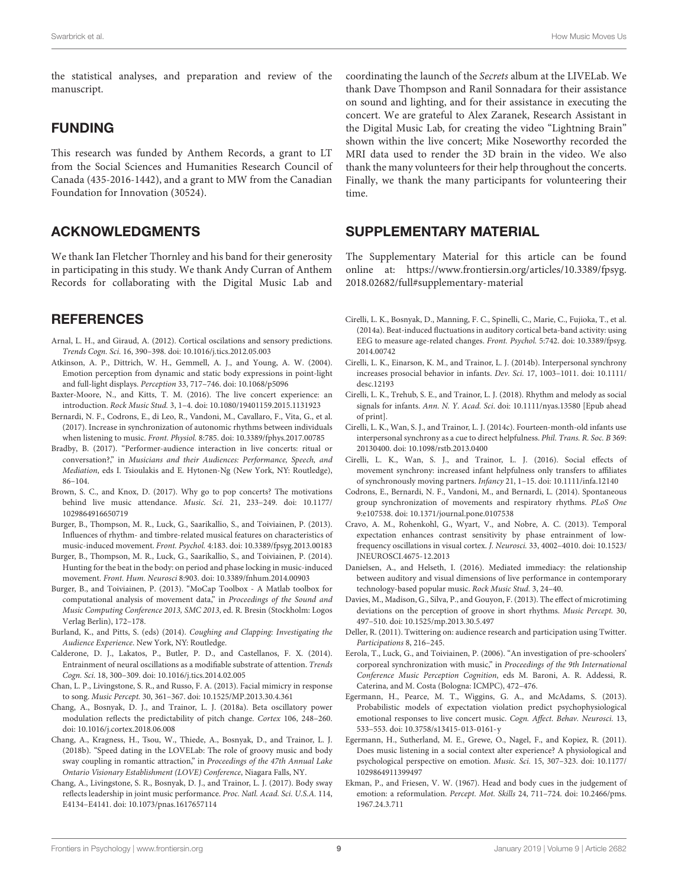the statistical analyses, and preparation and review of the manuscript.

## FUNDING

This research was funded by Anthem Records, a grant to LT from the Social Sciences and Humanities Research Council of Canada (435-2016-1442), and a grant to MW from the Canadian Foundation for Innovation (30524).

## ACKNOWLEDGMENTS

We thank Ian Fletcher Thornley and his band for their generosity in participating in this study. We thank Andy Curran of Anthem Records for collaborating with the Digital Music Lab and coordinating the launch of the *Secrets* album at the LIVELab. We thank Dave Thompson and Ranil Sonnadara for their assistance on sound and lighting, and for their assistance in executing the concert. We are grateful to Alex Zaranek, Research Assistant in the Digital Music Lab, for creating the video "Lightning Brain" shown within the live concert; Mike Noseworthy recorded the MRI data used to render the 3D brain in the video. We also thank the many volunteers for their help throughout the concerts. Finally, we thank the many participants for volunteering their time.

## SUPPLEMENTARY MATERIAL

The Supplementary Material for this article can be found online at: https://www.frontiersin.org/articles/10.3389/fpsyg.2018.02682/full#supplementary-material

## REFERENCES

Arnal, L. H., and Giraud, A. (2012). Cortical oscillations and sensory predictions. *Trends Cogn. Sci.* 16, 390–398. doi: 10.1016/j.tics.2012.05.003

Atkinson, A. P., Dittrich, W. H., Gemmell, A. J., and Young, A. W. (2004). Emotion perception from dynamic and static body expressions in point-light and full-light displays. *Perception* 33, 717–746. doi: 10.1068/p5096

Baxter-Moore, N., and Kitts, T. M. (2016). The live concert experience: an introduction. *Rock Music Stud.* 3, 1–4. doi: 10.1080/19401159.2015.1131923

Bernardi, N. F., Codrons, E., di Leo, R., Vandoni, M., Cavallaro, F., Vita, G., et al. (2017). Increase in synchronization of autonomic rhythms between individuals when listening to music. *Front. Physiol.* 8:785. doi: 10.3389/fphys.2017.00785

Bradby, B. (2017). "Performer-audience interaction in live concerts: ritual or conversation?," in *Musicians and their Audiences: Performance, Speech, and Mediation*, eds I. Tsioulakis and E. Hytonen-Ng (New York, NY: Routledge), 86–104.

Brown, S. C., and Knox, D. (2017). Why go to pop concerts? The motivations behind live music attendance. *Music. Sci.* 21, 233–249. doi: 10.1177/1029864916650719

Burger, B., Thompson, M. R., Luck, G., Saarikallio, S., and Toiviainen, P. (2013). Influences of rhythm- and timbre-related musical features on characteristics of music-induced movement. *Front. Psychol.* 4:183. doi: 10.3389/fpsyg.2013.00183

Burger, B., Thompson, M. R., Luck, G., Saarikallio, S., and Toiviainen, P. (2014). Hunting for the beat in the body: on period and phase locking in music-induced movement. *Front. Hum. Neurosci* 8:903. doi: 10.3389/fnhum.2014.00903

Burger, B., and Toiviainen, P. (2013). "MoCap Toolbox - A Matlab toolbox for computational analysis of movement data," in *Proceedings of the Sound and Music Computing Conference 2013, SMC 2013*, ed. R. Bresin (Stockholm: Logos Verlag Berlin), 172–178.

Burland, K., and Pitts, S. (eds) (2014). *Coughing and Clapping: Investigating the Audience Experience*. New York, NY: Routledge.

Calderone, D. J., Lakatos, P., Butler, P. D., and Castellanos, F. X. (2014). Entrainment of neural oscillations as a modifiable substrate of attention. *Trends Cogn. Sci.* 18, 300–309. doi: 10.1016/j.tics.2014.02.005

Chan, L. P., Livingstone, S. R., and Russo, F. A. (2013). Facial mimicry in response to song. *Music Percept.* 30, 361–367. doi: 10.1525/MP.2013.30.4.361

Chang, A., Bosnyak, D. J., and Trainor, L. J. (2018a). Beta oscillatory power modulation reflects the predictability of pitch change. *Cortex* 106, 248–260. doi: 10.1016/j.cortex.2018.06.008

Chang, A., Kragness, H., Tsou, W., Thiede, A., Bosnyak, D., and Trainor, L. J. (2018b). "Speed dating in the LOVELab: The role of groovy music and body sway coupling in romantic attraction," in *Proceedings of the 47th Annual Lake Ontario Visionary Establishment (LOVE) Conference*, Niagara Falls, NY.

Chang, A., Livingstone, S. R., Bosnyak, D. J., and Trainor, L. J. (2017). Body sway reflects leadership in joint music performance. *Proc. Natl. Acad. Sci. U.S.A.* 114, E4134–E4141. doi: 10.1073/pnas.1617657114

Cirelli, L. K., Bosnyak, D., Manning, F. C., Spinelli, C., Marie, C., Fujioka, T., et al. (2014a). Beat-induced fluctuations in auditory cortical beta-band activity: using EEG to measure age-related changes. *Front. Psychol.* 5:742. doi: 10.3389/fpsyg.2014.00742

Cirelli, L. K., Einarson, K. M., and Trainor, L. J. (2014b). Interpersonal synchrony increases prosocial behavior in infants. *Dev. Sci.* 17, 1003–1011. doi: 10.1111/desc.12193

Cirelli, L. K., Trehub, S. E., and Trainor, L. J. (2018). Rhythm and melody as social signals for infants. *Ann. N. Y. Acad. Sci.* doi: 10.1111/nyas.13580 [Epub ahead of print].

Cirelli, L. K., Wan, S. J., and Trainor, L. J. (2014c). Fourteen-month-old infants use interpersonal synchrony as a cue to direct helpfulness. *Phil. Trans. R. Soc. B* 369: 20130400. doi: 10.1098/rstb.2013.0400

Cirelli, L. K., Wan, S. J., and Trainor, L. J. (2016). Social effects of movement synchrony: increased infant helpfulness only transfers to affiliates of synchronously moving partners. *Infancy* 21, 1–15. doi: 10.1111/infa.12140

Codrons, E., Bernardi, N. F., Vandoni, M., and Bernardi, L. (2014). Spontaneous group synchronization of movements and respiratory rhythms. *PLoS One* 9:e107538. doi: 10.1371/journal.pone.0107538

Cravo, A. M., Rohenkohl, G., Wyart, V., and Nobre, A. C. (2013). Temporal expectation enhances contrast sensitivity by phase entrainment of low-frequency oscillations in visual cortex. *J. Neurosci.* 33, 4002–4010. doi: 10.1523/JNEUROSCI.4675-12.2013

Danielsen, A., and Helseth, I. (2016). Mediated immediacy: the relationship between auditory and visual dimensions of live performance in contemporary technology-based popular music. *Rock Music Stud.* 3, 24–40.

Davies, M., Madison, G., Silva, P., and Gouyon, F. (2013). The effect of microtiming deviations on the perception of groove in short rhythms. *Music Percept.* 30, 497–510. doi: 10.1525/mp.2013.30.5.497

Deller, R. (2011). Twittering on: audience research and participation using Twitter. *Participations* 8, 216–245.

Eerola, T., Luck, G., and Toiviainen, P. (2006). "An investigation of pre-schoolers' corporeal synchronization with music," in *Proceedings of the 9th International Conference Music Perception Cognition*, eds M. Baroni, A. R. Addessi, R. Caterina, and M. Costa (Bologna: ICMPC), 472–476.

Egermann, H., Pearce, M. T., Wiggins, G. A., and McAdams, S. (2013). Probabilistic models of expectation violation predict psychophysiological emotional responses to live concert music. *Cogn. Affect. Behav. Neurosci.* 13, 533–553. doi: 10.3758/s13415-013-0161-y

Egermann, H., Sutherland, M. E., Grewe, O., Nagel, F., and Kopiez, R. (2011). Does music listening in a social context alter experience? A physiological and psychological perspective on emotion. *Music. Sci.* 15, 307–323. doi: 10.1177/1029864911399497

Ekman, P., and Friesen, V. W. (1967). Head and body cues in the judgement of emotion: a reformulation. *Percept. Mot. Skills* 24, 711–724. doi: 10.2466/pms.1967.24.3.711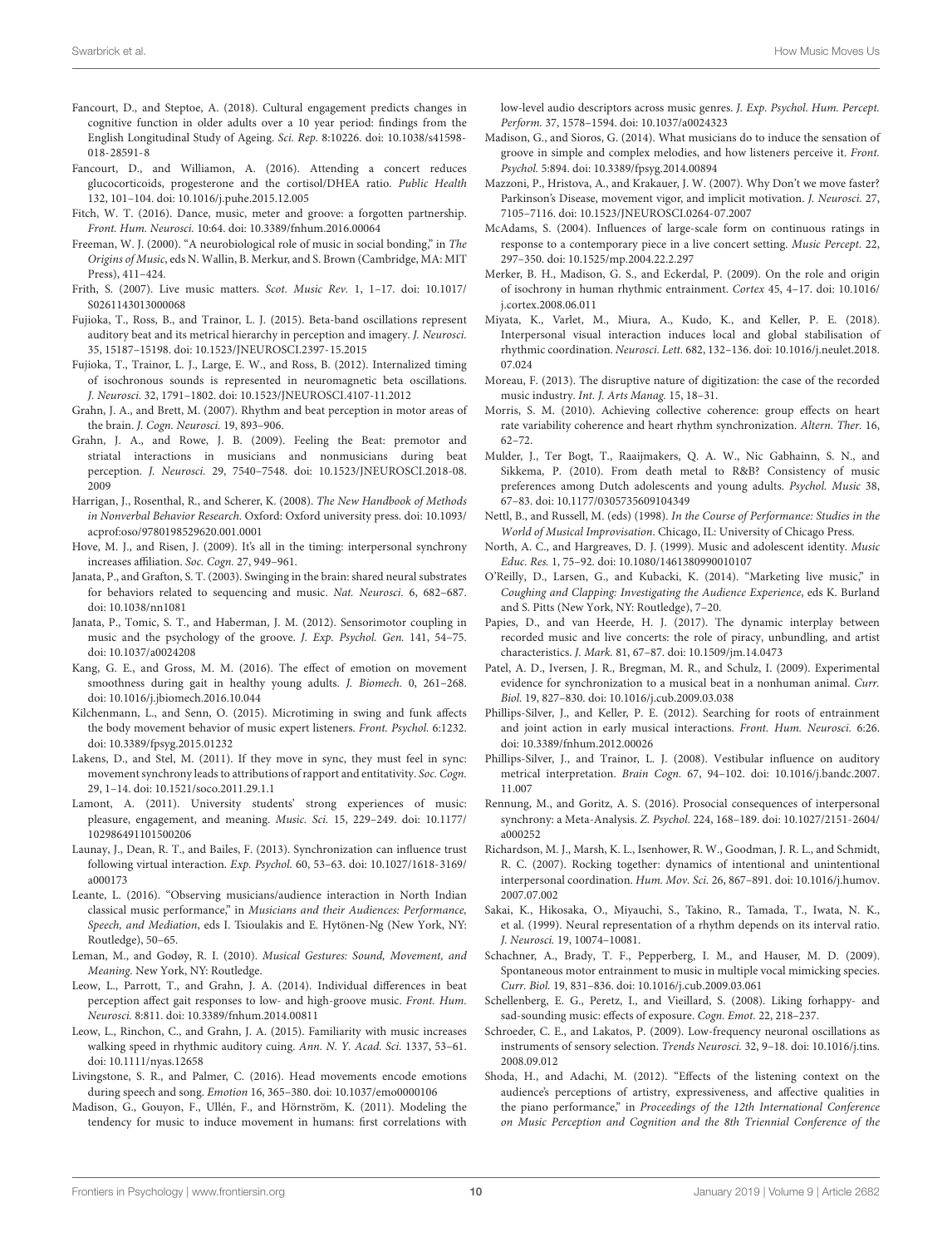Fancourt, D., and Steptoe, A. (2018). Cultural engagement predicts changes in cognitive function in older adults over a 10 year period: findings from the English Longitudinal Study of Ageing. *Sci. Rep.* 8:10226. doi: 10.1038/s41598-018-28591-8

Fancourt, D., and Williamon, A. (2016). Attending a concert reduces glucocorticoids, progesterone and the cortisol/DHEA ratio. *Public Health* 132, 101–104. doi: 10.1016/j.puhe.2015.12.005

Fitch, W. T. (2016). Dance, music, meter and groove: a forgotten partnership. *Front. Hum. Neurosci.* 10:64. doi: 10.3389/fnhum.2016.00064

Freeman, W. J. (2000). "A neurobiological role of music in social bonding," in *The Origins of Music*, eds N. Wallin, B. Merkur, and S. Brown (Cambridge, MA: MIT Press), 411–424.

Frith, S. (2007). Live music matters. *Scot. Music Rev.* 1, 1–17. doi: 10.1017/S0261143013000068

Fujioka, T., Ross, B., and Trainor, L. J. (2015). Beta-band oscillations represent auditory beat and its metrical hierarchy in perception and imagery. *J. Neurosci.* 35, 15187–15198. doi: 10.1523/JNEUROSCI.2397-15.2015

Fujioka, T., Trainor, L. J., Large, E. W., and Ross, B. (2012). Internalized timing of isochronous sounds is represented in neuromagnetic beta oscillations. *J. Neurosci.* 32, 1791–1802. doi: 10.1523/JNEUROSCI.4107-11.2012

Grahn, J. A., and Brett, M. (2007). Rhythm and beat perception in motor areas of the brain. *J. Cogn. Neurosci.* 19, 893–906.

Grahn, J. A., and Rowe, J. B. (2009). Feeling the Beat: premotor and striatal interactions in musicians and nonmusicians during beat perception. *J. Neurosci.* 29, 7540–7548. doi: 10.1523/JNEUROSCI.2018-08.2009

Harrigan, J., Rosenthal, R., and Scherer, K. (2008). *The New Handbook of Methods in Nonverbal Behavior Research*. Oxford: Oxford university press. doi: 10.1093/acprof:oso/9780198529620.001.0001

Hove, M. J., and Risen, J. (2009). It's all in the timing: interpersonal synchrony increases affiliation. *Soc. Cogn.* 27, 949–961.

Janata, P., and Grafton, S. T. (2003). Swinging in the brain: shared neural substrates for behaviors related to sequencing and music. *Nat. Neurosci.* 6, 682–687. doi: 10.1038/nn1081

Janata, P., Tomic, S. T., and Haberman, J. M. (2012). Sensorimotor coupling in music and the psychology of the groove. *J. Exp. Psychol. Gen.* 141, 54–75. doi: 10.1037/a0024208

Kang, G. E., and Gross, M. M. (2016). The effect of emotion on movement smoothness during gait in healthy young adults. *J. Biomech.* 0, 261–268. doi: 10.1016/j.jbiomech.2016.10.044

Kilchenmann, L., and Senn, O. (2015). Microtiming in swing and funk affects the body movement behavior of music expert listeners. *Front. Psychol.* 6:1232. doi: 10.3389/fpsyg.2015.01232

Lakens, D., and Stel, M. (2011). If they move in sync, they must feel in sync: movement synchrony leads to attributions of rapport and entitativity. *Soc. Cogn.* 29, 1–14. doi: 10.1521/soco.2011.29.1.1

Lamont, A. (2011). University students' strong experiences of music: pleasure, engagement, and meaning. *Music. Sci.* 15, 229–249. doi: 10.1177/102986491101500206

Launay, J., Dean, R. T., and Bailes, F. (2013). Synchronization can influence trust following virtual interaction. *Exp. Psychol.* 60, 53–63. doi: 10.1027/1618-3169/a000173

Leante, L. (2016). "Observing musicians/audience interaction in North Indian classical music performance," in *Musicians and their Audiences: Performance, Speech, and Mediation*, eds I. Tsioulakis and E. Hytönen-Ng (New York, NY: Routledge), 50–65.

Leman, M., and Godøy, R. I. (2010). *Musical Gestures: Sound, Movement, and Meaning*. New York, NY: Routledge.

Leow, L., Parrott, T., and Grahn, J. A. (2014). Individual differences in beat perception affect gait responses to low- and high-groove music. *Front. Hum. Neurosci.* 8:811. doi: 10.3389/fnhum.2014.00811

Leow, L., Rinchon, C., and Grahn, J. A. (2015). Familiarity with music increases walking speed in rhythmic auditory cuing. *Ann. N. Y. Acad. Sci.* 1337, 53–61. doi: 10.1111/nyas.12658

Livingstone, S. R., and Palmer, C. (2016). Head movements encode emotions during speech and song. *Emotion* 16, 365–380. doi: 10.1037/emo0000106

Madison, G., Gouyon, F., Ullén, F., and Hörnström, K. (2011). Modeling the tendency for music to induce movement in humans: first correlations with low-level audio descriptors across music genres. *J. Exp. Psychol. Hum. Percept. Perform.* 37, 1578–1594. doi: 10.1037/a0024323

Madison, G., and Sioros, G. (2014). What musicians do to induce the sensation of groove in simple and complex melodies, and how listeners perceive it. *Front. Psychol.* 5:894. doi: 10.3389/fpsyg.2014.00894

Mazzoni, P., Hristova, A., and Krakauer, J. W. (2007). Why Don't we move faster? Parkinson's Disease, movement vigor, and implicit motivation. *J. Neurosci.* 27, 7105–7116. doi: 10.1523/JNEUROSCI.0264-07.2007

McAdams, S. (2004). Influences of large-scale form on continuous ratings in response to a contemporary piece in a live concert setting. *Music Percept.* 22, 297–350. doi: 10.1525/mp.2004.22.2.297

Merker, B. H., Madison, G. S., and Eckerdal, P. (2009). On the role and origin of isochrony in human rhythmic entrainment. *Cortex* 45, 4–17. doi: 10.1016/j.cortex.2008.06.011

Miyata, K., Varlet, M., Miura, A., Kudo, K., and Keller, P. E. (2018). Interpersonal visual interaction induces local and global stabilisation of rhythmic coordination. *Neurosci. Lett.* 682, 132–136. doi: 10.1016/j.neulet.2018.07.024

Moreau, F. (2013). The disruptive nature of digitization: the case of the recorded music industry. *Int. J. Arts Manag.* 15, 18–31.

Morris, S. M. (2010). Achieving collective coherence: group effects on heart rate variability coherence and heart rhythm synchronization. *Altern. Ther.* 16, 62–72.

Mulder, J., Ter Bogt, T., Raaijmakers, Q. A. W., Nic Gabhainn, S. N., and Sikkema, P. (2010). From death metal to R&B? Consistency of music preferences among Dutch adolescents and young adults. *Psychol. Music* 38, 67–83. doi: 10.1177/0305735609104349

Nettl, B., and Russell, M. (eds) (1998). *In the Course of Performance: Studies in the World of Musical Improvisation*. Chicago, IL: University of Chicago Press.

North, A. C., and Hargreaves, D. J. (1999). Music and adolescent identity. *Music Educ. Res.* 1, 75–92. doi: 10.1080/1461380990010107

O'Reilly, D., Larsen, G., and Kubacki, K. (2014). "Marketing live music," in *Coughing and Clapping: Investigating the Audience Experience*, eds K. Burland and S. Pitts (New York, NY: Routledge), 7–20.

Papies, D., and van Heerde, H. J. (2017). The dynamic interplay between recorded music and live concerts: the role of piracy, unbundling, and artist characteristics. *J. Mark.* 81, 67–87. doi: 10.1509/jm.14.0473

Patel, A. D., Iversen, J. R., Bregman, M. R., and Schulz, I. (2009). Experimental evidence for synchronization to a musical beat in a nonhuman animal. *Curr. Biol.* 19, 827–830. doi: 10.1016/j.cub.2009.03.038

Phillips-Silver, J., and Keller, P. E. (2012). Searching for roots of entrainment and joint action in early musical interactions. *Front. Hum. Neurosci.* 6:26. doi: 10.3389/fnhum.2012.00026

Phillips-Silver, J., and Trainor, L. J. (2008). Vestibular influence on auditory metrical interpretation. *Brain Cogn.* 67, 94–102. doi: 10.1016/j.bandc.2007.11.007

Rennung, M., and Goritz, A. S. (2016). Prosocial consequences of interpersonal synchrony: a Meta-Analysis. *Z. Psychol.* 224, 168–189. doi: 10.1027/2151-2604/a000252

Richardson, M. J., Marsh, K. L., Isenhower, R. W., Goodman, J. R. L., and Schmidt, R. C. (2007). Rocking together: dynamics of intentional and unintentional interpersonal coordination. *Hum. Mov. Sci.* 26, 867–891. doi: 10.1016/j.humov.2007.07.002

Sakai, K., Hikosaka, O., Miyauchi, S., Takino, R., Tamada, T., Iwata, N. K., et al. (1999). Neural representation of a rhythm depends on its interval ratio. *J. Neurosci.* 19, 10074–10081.

Schachner, A., Brady, T. F., Pepperberg, I. M., and Hauser, M. D. (2009). Spontaneous motor entrainment to music in multiple vocal mimicking species. *Curr. Biol.* 19, 831–836. doi: 10.1016/j.cub.2009.03.061

Schellenberg, E. G., Peretz, I., and Vieillard, S. (2008). Liking forhappy- and sad-sounding music: effects of exposure. *Cogn. Emot.* 22, 218–237.

Schroeder, C. E., and Lakatos, P. (2009). Low-frequency neuronal oscillations as instruments of sensory selection. *Trends Neurosci.* 32, 9–18. doi: 10.1016/j.tins.2008.09.012

Shoda, H., and Adachi, M. (2012). "Effects of the listening context on the audience's perceptions of artistry, expressiveness, and affective qualities in the piano performance," in *Proceedings of the 12th International Conference on Music Perception and Cognition and the 8th Triennial Conference of the*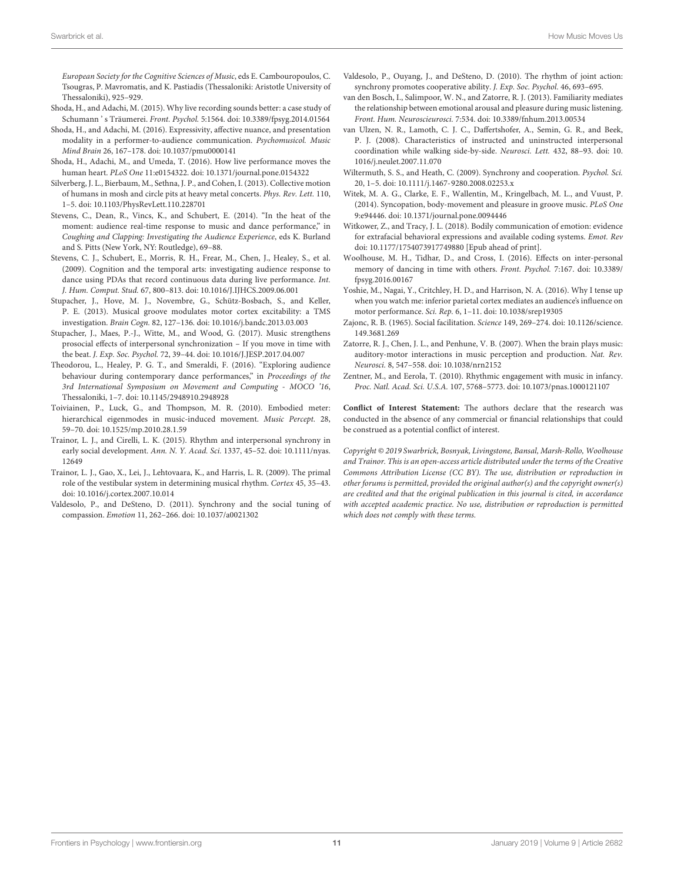*European Society for the Cognitive Sciences of Music*, eds E. Cambouropoulos, C. Tsougras, P. Mavromatis, and K. Pastiadis (Thessaloniki: Aristotle University of Thessaloniki), 925–929.

Shoda, H., and Adachi, M. (2015). Why live recording sounds better: a case study of Schumann ' s Träumerei. *Front. Psychol.* 5:1564. doi: 10.3389/fpsyg.2014.01564

Shoda, H., and Adachi, M. (2016). Expressivity, affective nuance, and presentation modality in a performer-to-audience communication. *Psychomusicol. Music Mind Brain* 26, 167–178. doi: 10.1037/pmu0000141

Shoda, H., Adachi, M., and Umeda, T. (2016). How live performance moves the human heart. *PLoS One* 11:e0154322. doi: 10.1371/journal.pone.0154322

Silverberg, J. L., Bierbaum, M., Sethna, J. P., and Cohen, I. (2013). Collective motion of humans in mosh and circle pits at heavy metal concerts. *Phys. Rev. Lett.* 110, 1–5. doi: 10.1103/PhysRevLett.110.228701

Stevens, C., Dean, R., Vincs, K., and Schubert, E. (2014). "In the heat of the moment: audience real-time response to music and dance performance," in *Coughing and Clapping: Investigating the Audience Experience*, eds K. Burland and S. Pitts (New York, NY: Routledge), 69–88.

Stevens, C. J., Schubert, E., Morris, R. H., Frear, M., Chen, J., Healey, S., et al. (2009). Cognition and the temporal arts: investigating audience response to dance using PDAs that record continuous data during live performance. *Int. J. Hum. Comput. Stud.* 67, 800–813. doi: 10.1016/J.IJHCS.2009.06.001

Stupacher, J., Hove, M. J., Novembre, G., Schütz-Bosbach, S., and Keller, P. E. (2013). Musical groove modulates motor cortex excitability: a TMS investigation. *Brain Cogn.* 82, 127–136. doi: 10.1016/j.bandc.2013.03.003

Stupacher, J., Maes, P.-J., Witte, M., and Wood, G. (2017). Music strengthens prosocial effects of interpersonal synchronization – If you move in time with the beat. *J. Exp. Soc. Psychol.* 72, 39–44. doi: 10.1016/J.JESP.2017.04.007

Theodorou, L., Healey, P. G. T., and Smeraldi, F. (2016). "Exploring audience behaviour during contemporary dance performances," in *Proceedings of the 3rd International Symposium on Movement and Computing - MOCO '16*, Thessaloniki, 1–7. doi: 10.1145/2948910.2948928

Toiviainen, P., Luck, G., and Thompson, M. R. (2010). Embodied meter: hierarchical eigenmodes in music-induced movement. *Music Percept.* 28, 59–70. doi: 10.1525/mp.2010.28.1.59

Trainor, L. J., and Cirelli, L. K. (2015). Rhythm and interpersonal synchrony in early social development. *Ann. N. Y. Acad. Sci.* 1337, 45–52. doi: 10.1111/nyas.12649

Trainor, L. J., Gao, X., Lei, J., Lehtovaara, K., and Harris, L. R. (2009). The primal role of the vestibular system in determining musical rhythm. *Cortex* 45, 35–43. doi: 10.1016/j.cortex.2007.10.014

Valdesolo, P., and DeSteno, D. (2011). Synchrony and the social tuning of compassion. *Emotion* 11, 262–266. doi: 10.1037/a0021302

Valdesolo, P., Ouyang, J., and DeSteno, D. (2010). The rhythm of joint action: synchrony promotes cooperative ability. *J. Exp. Soc. Psychol.* 46, 693–695.

van den Bosch, I., Salimpoor, W. N., and Zatorre, R. J. (2013). Familiarity mediates the relationship between emotional arousal and pleasure during music listening. *Front. Hum. Neuroscieurosci.* 7:534. doi: 10.3389/fnhum.2013.00534

van Ulzen, N. R., Lamoth, C. J. C., Daffertshofer, A., Semin, G. R., and Beek, P. J. (2008). Characteristics of instructed and uninstructed interpersonal coordination while walking side-by-side. *Neurosci. Lett.* 432, 88–93. doi: 10.1016/j.neulet.2007.11.070

Wiltermuth, S. S., and Heath, C. (2009). Synchrony and cooperation. *Psychol. Sci.* 20, 1–5. doi: 10.1111/j.1467-9280.2008.02253.x

Witek, M. A. G., Clarke, E. F., Wallentin, M., Kringelbach, M. L., and Vuust, P. (2014). Syncopation, body-movement and pleasure in groove music. *PLoS One* 9:e94446. doi: 10.1371/journal.pone.0094446

Witkower, Z., and Tracy, J. L. (2018). Bodily communication of emotion: evidence for extrafacial behavioral expressions and available coding systems. *Emot. Rev* doi: 10.1177/1754073917749880 [Epub ahead of print].

Woolhouse, M. H., Tidhar, D., and Cross, I. (2016). Effects on inter-personal memory of dancing in time with others. *Front. Psychol.* 7:167. doi: 10.3389/fpsyg.2016.00167

Yoshie, M., Nagai, Y., Critchley, H. D., and Harrison, N. A. (2016). Why I tense up when you watch me: inferior parietal cortex mediates an audience's influence on motor performance. *Sci. Rep.* 6, 1–11. doi: 10.1038/srep19305

Zajonc, R. B. (1965). Social facilitation. *Science* 149, 269–274. doi: 10.1126/science.149.3681.269

Zatorre, R. J., Chen, J. L., and Penhune, V. B. (2007). When the brain plays music: auditory-motor interactions in music perception and production. *Nat. Rev. Neurosci.* 8, 547–558. doi: 10.1038/nrn2152

Zentner, M., and Eerola, T. (2010). Rhythmic engagement with music in infancy. *Proc. Natl. Acad. Sci. U.S.A.* 107, 5768–5773. doi: 10.1073/pnas.1000121107

**Conflict of Interest Statement:** The authors declare that the research was conducted in the absence of any commercial or financial relationships that could be construed as a potential conflict of interest.

*Copyright © 2019 Swarbrick, Bosnyak, Livingstone, Bansal, Marsh-Rollo, Woolhouse and Trainor. This is an open-access article distributed under the terms of the Creative Commons Attribution License (CC BY). The use, distribution or reproduction in other forums is permitted, provided the original author(s) and the copyright owner(s) are credited and that the original publication in this journal is cited, in accordance with accepted academic practice. No use, distribution or reproduction is permitted which does not comply with these terms.*